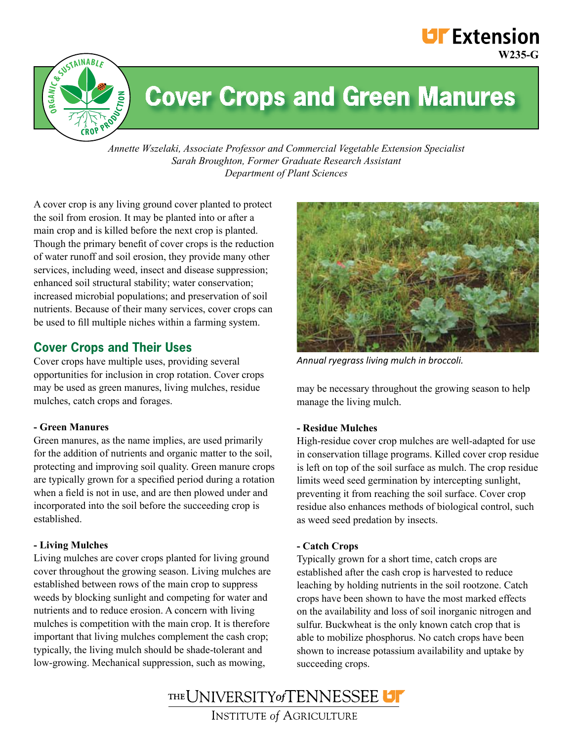# Cover Crops and Green Manures

W235-G

*Annette Wszelaki, Associate Professor and Commercial Vegetable Extension Specialist*
*Sarah Broughton, Former Graduate Research Assistant*
*Department of Plant Sciences*

A cover crop is any living ground cover planted to protect the soil from erosion. It may be planted into or after a main crop and is killed before the next crop is planted. Though the primary benefit of cover crops is the reduction of water runoff and soil erosion, they provide many other services, including weed, insect and disease suppression; enhanced soil structural stability; water conservation; increased microbial populations; and preservation of soil nutrients. Because of their many services, cover crops can be used to fill multiple niches within a farming system.

## Cover Crops and Their Uses

Cover crops have multiple uses, providing several opportunities for inclusion in crop rotation. Cover crops may be used as green manures, living mulches, residue mulches, catch crops and forages.

### - Green Manures

Green manures, as the name implies, are used primarily for the addition of nutrients and organic matter to the soil, protecting and improving soil quality. Green manure crops are typically grown for a specified period during a rotation when a field is not in use, and are then plowed under and incorporated into the soil before the succeeding crop is established.

### - Living Mulches

Living mulches are cover crops planted for living ground cover throughout the growing season. Living mulches are established between rows of the main crop to suppress weeds by blocking sunlight and competing for water and nutrients and to reduce erosion. A concern with living mulches is competition with the main crop. It is therefore important that living mulches complement the cash crop; typically, the living mulch should be shade-tolerant and low-growing. Mechanical suppression, such as mowing, may be necessary throughout the growing season to help manage the living mulch.

*Annual ryegrass living mulch in broccoli.*

### - Residue Mulches

High-residue cover crop mulches are well-adapted for use in conservation tillage programs. Killed cover crop residue is left on top of the soil surface as mulch. The crop residue limits weed seed germination by intercepting sunlight, preventing it from reaching the soil surface. Cover crop residue also enhances methods of biological control, such as weed seed predation by insects.

### - Catch Crops

Typically grown for a short time, catch crops are established after the cash crop is harvested to reduce leaching by holding nutrients in the soil rootzone. Catch crops have been shown to have the most marked effects on the availability and loss of soil inorganic nitrogen and sulfur. Buckwheat is the only known catch crop that is able to mobilize phosphorus. No catch crops have been shown to increase potassium availability and uptake by succeeding crops.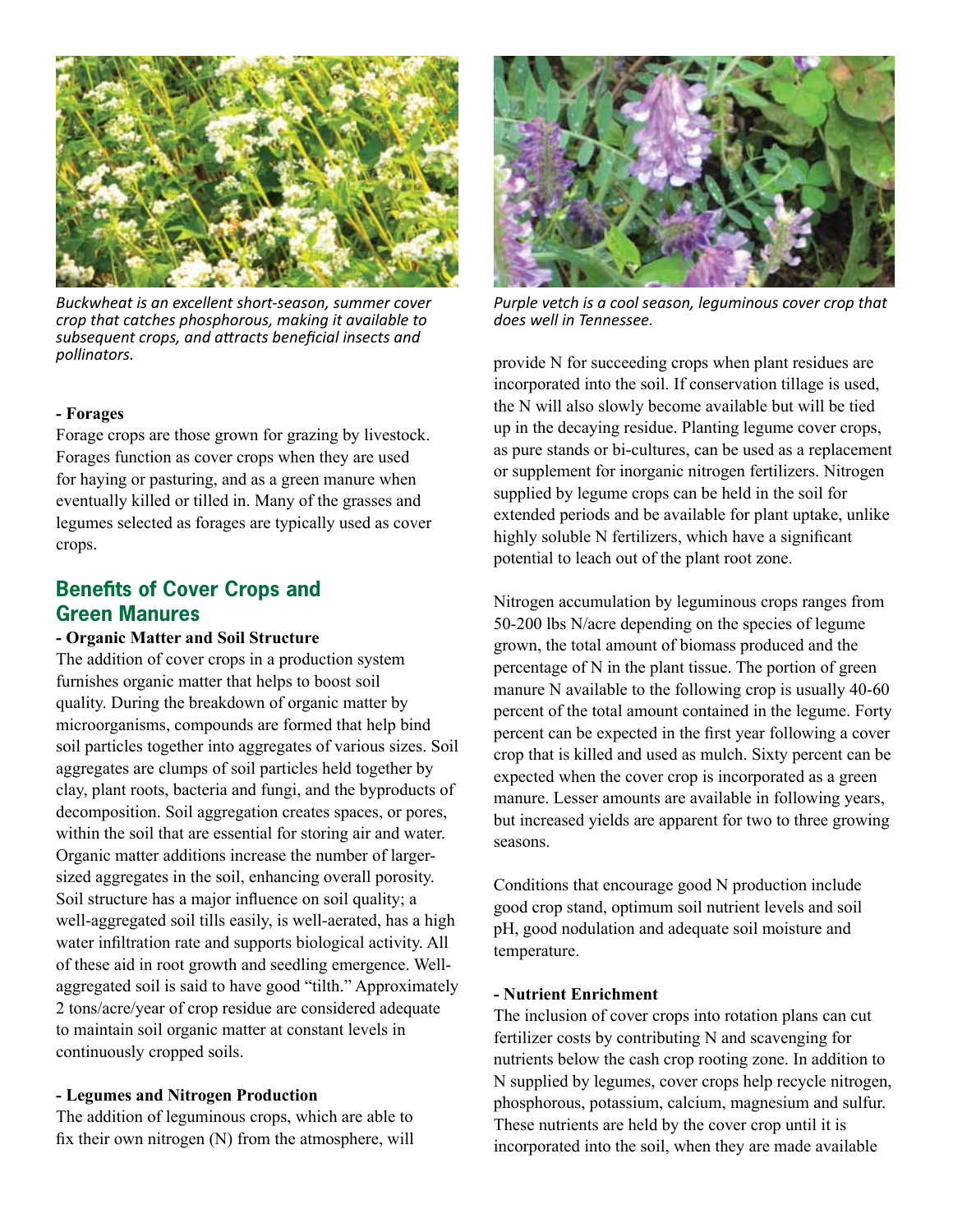*Buckwheat is an excellent short-season, summer cover crop that catches phosphorous, making it available to subsequent crops, and attracts beneficial insects and pollinators.*

**- Forages**

Forage crops are those grown for grazing by livestock. Forages function as cover crops when they are used for haying or pasturing, and as a green manure when eventually killed or tilled in. Many of the grasses and legumes selected as forages are typically used as cover crops.

## Benefits of Cover Crops and Green Manures

**- Organic Matter and Soil Structure**

The addition of cover crops in a production system furnishes organic matter that helps to boost soil quality. During the breakdown of organic matter by microorganisms, compounds are formed that help bind soil particles together into aggregates of various sizes. Soil aggregates are clumps of soil particles held together by clay, plant roots, bacteria and fungi, and the byproducts of decomposition. Soil aggregation creates spaces, or pores, within the soil that are essential for storing air and water. Organic matter additions increase the number of larger-sized aggregates in the soil, enhancing overall porosity. Soil structure has a major influence on soil quality; a well-aggregated soil tills easily, is well-aerated, has a high water infiltration rate and supports biological activity. All of these aid in root growth and seedling emergence. Well-aggregated soil is said to have good "tilth." Approximately 2 tons/acre/year of crop residue are considered adequate to maintain soil organic matter at constant levels in continuously cropped soils.

**- Legumes and Nitrogen Production**

The addition of leguminous crops, which are able to fix their own nitrogen (N) from the atmosphere, will provide N for succeeding crops when plant residues are incorporated into the soil. If conservation tillage is used, the N will also slowly become available but will be tied up in the decaying residue. Planting legume cover crops, as pure stands or bi-cultures, can be used as a replacement or supplement for inorganic nitrogen fertilizers. Nitrogen supplied by legume crops can be held in the soil for extended periods and be available for plant uptake, unlike highly soluble N fertilizers, which have a significant potential to leach out of the plant root zone.

*Purple vetch is a cool season, leguminous cover crop that does well in Tennessee.*

Nitrogen accumulation by leguminous crops ranges from 50-200 lbs N/acre depending on the species of legume grown, the total amount of biomass produced and the percentage of N in the plant tissue. The portion of green manure N available to the following crop is usually 40-60 percent of the total amount contained in the legume. Forty percent can be expected in the first year following a cover crop that is killed and used as mulch. Sixty percent can be expected when the cover crop is incorporated as a green manure. Lesser amounts are available in following years, but increased yields are apparent for two to three growing seasons.

Conditions that encourage good N production include good crop stand, optimum soil nutrient levels and soil pH, good nodulation and adequate soil moisture and temperature.

**- Nutrient Enrichment**

The inclusion of cover crops into rotation plans can cut fertilizer costs by contributing N and scavenging for nutrients below the cash crop rooting zone. In addition to N supplied by legumes, cover crops help recycle nitrogen, phosphorous, potassium, calcium, magnesium and sulfur. These nutrients are held by the cover crop until it is incorporated into the soil, when they are made available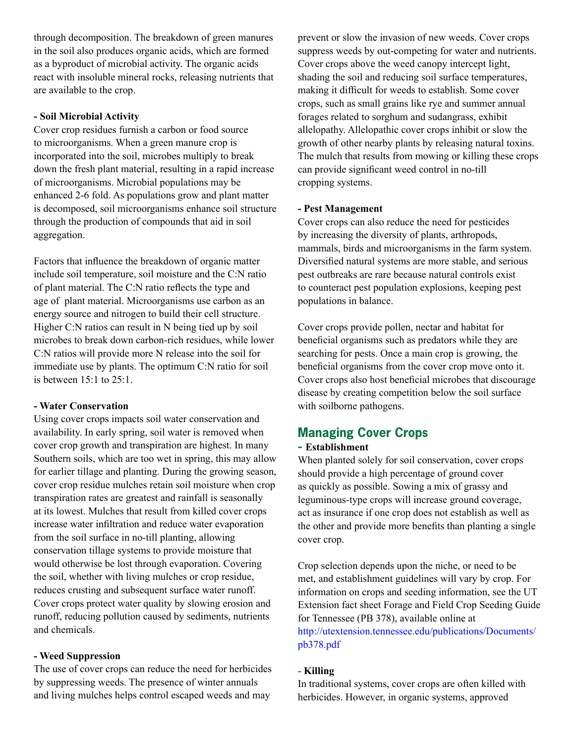through decomposition. The breakdown of green manures in the soil also produces organic acids, which are formed as a byproduct of microbial activity. The organic acids react with insoluble mineral rocks, releasing nutrients that are available to the crop.

**- Soil Microbial Activity**

Cover crop residues furnish a carbon or food source to microorganisms. When a green manure crop is incorporated into the soil, microbes multiply to break down the fresh plant material, resulting in a rapid increase of microorganisms. Microbial populations may be enhanced 2-6 fold. As populations grow and plant matter is decomposed, soil microorganisms enhance soil structure through the production of compounds that aid in soil aggregation.

Factors that influence the breakdown of organic matter include soil temperature, soil moisture and the C:N ratio of plant material. The C:N ratio reflects the type and age of plant material. Microorganisms use carbon as an energy source and nitrogen to build their cell structure. Higher C:N ratios can result in N being tied up by soil microbes to break down carbon-rich residues, while lower C:N ratios will provide more N release into the soil for immediate use by plants. The optimum C:N ratio for soil is between 15:1 to 25:1.

**- Water Conservation**

Using cover crops impacts soil water conservation and availability. In early spring, soil water is removed when cover crop growth and transpiration are highest. In many Southern soils, which are too wet in spring, this may allow for earlier tillage and planting. During the growing season, cover crop residue mulches retain soil moisture when crop transpiration rates are greatest and rainfall is seasonally at its lowest. Mulches that result from killed cover crops increase water infiltration and reduce water evaporation from the soil surface in no-till planting, allowing conservation tillage systems to provide moisture that would otherwise be lost through evaporation. Covering the soil, whether with living mulches or crop residue, reduces crusting and subsequent surface water runoff. Cover crops protect water quality by slowing erosion and runoff, reducing pollution caused by sediments, nutrients and chemicals.

**- Weed Suppression**

The use of cover crops can reduce the need for herbicides by suppressing weeds. The presence of winter annuals and living mulches helps control escaped weeds and may prevent or slow the invasion of new weeds. Cover crops suppress weeds by out-competing for water and nutrients. Cover crops above the weed canopy intercept light, shading the soil and reducing soil surface temperatures, making it difficult for weeds to establish. Some cover crops, such as small grains like rye and summer annual forages related to sorghum and sudangrass, exhibit allelopathy. Allelopathic cover crops inhibit or slow the growth of other nearby plants by releasing natural toxins. The mulch that results from mowing or killing these crops can provide significant weed control in no-till cropping systems.

**- Pest Management**

Cover crops can also reduce the need for pesticides by increasing the diversity of plants, arthropods, mammals, birds and microorganisms in the farm system. Diversified natural systems are more stable, and serious pest outbreaks are rare because natural controls exist to counteract pest population explosions, keeping pest populations in balance.

Cover crops provide pollen, nectar and habitat for beneficial organisms such as predators while they are searching for pests. Once a main crop is growing, the beneficial organisms from the cover crop move onto it. Cover crops also host beneficial microbes that discourage disease by creating competition below the soil surface with soilborne pathogens.

## Managing Cover Crops

**- Establishment**

When planted solely for soil conservation, cover crops should provide a high percentage of ground cover as quickly as possible. Sowing a mix of grassy and leguminous-type crops will increase ground coverage, act as insurance if one crop does not establish as well as the other and provide more benefits than planting a single cover crop.

Crop selection depends upon the niche, or need to be met, and establishment guidelines will vary by crop. For information on crops and seeding information, see the UT Extension fact sheet Forage and Field Crop Seeding Guide for Tennessee (PB 378), available online at http://utextension.tennessee.edu/publications/Documents/pb378.pdf

**- Killing**

In traditional systems, cover crops are often killed with herbicides. However, in organic systems, approved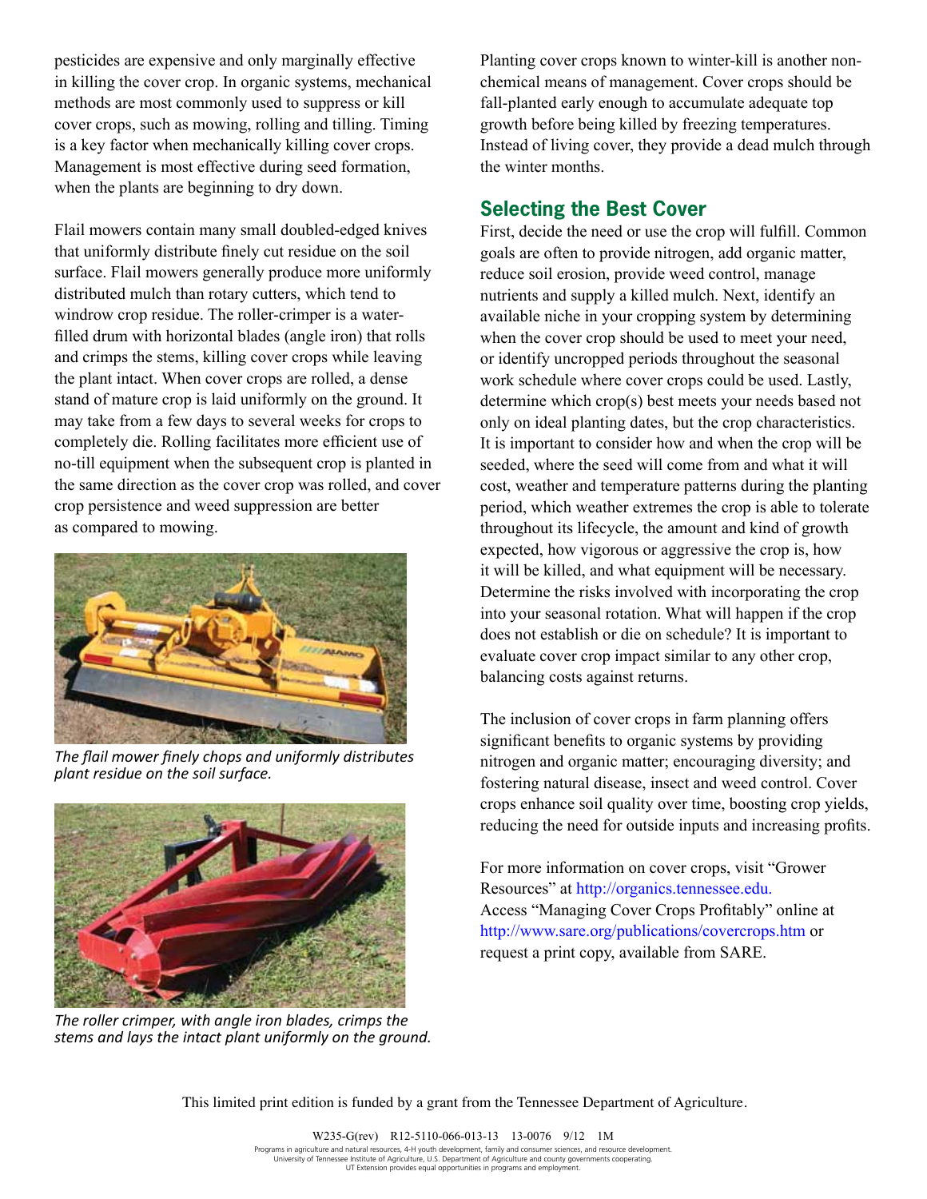pesticides are expensive and only marginally effective in killing the cover crop. In organic systems, mechanical methods are most commonly used to suppress or kill cover crops, such as mowing, rolling and tilling. Timing is a key factor when mechanically killing cover crops. Management is most effective during seed formation, when the plants are beginning to dry down.

Flail mowers contain many small doubled-edged knives that uniformly distribute finely cut residue on the soil surface. Flail mowers generally produce more uniformly distributed mulch than rotary cutters, which tend to windrow crop residue. The roller-crimper is a water-filled drum with horizontal blades (angle iron) that rolls and crimps the stems, killing cover crops while leaving the plant intact. When cover crops are rolled, a dense stand of mature crop is laid uniformly on the ground. It may take from a few days to several weeks for crops to completely die. Rolling facilitates more efficient use of no-till equipment when the subsequent crop is planted in the same direction as the cover crop was rolled, and cover crop persistence and weed suppression are better as compared to mowing.

*The flail mower finely chops and uniformly distributes plant residue on the soil surface.*

*The roller crimper, with angle iron blades, crimps the stems and lays the intact plant uniformly on the ground.*

Planting cover crops known to winter-kill is another non-chemical means of management. Cover crops should be fall-planted early enough to accumulate adequate top growth before being killed by freezing temperatures. Instead of living cover, they provide a dead mulch through the winter months.

## Selecting the Best Cover

First, decide the need or use the crop will fulfill. Common goals are often to provide nitrogen, add organic matter, reduce soil erosion, provide weed control, manage nutrients and supply a killed mulch. Next, identify an available niche in your cropping system by determining when the cover crop should be used to meet your need, or identify uncropped periods throughout the seasonal work schedule where cover crops could be used. Lastly, determine which crop(s) best meets your needs based not only on ideal planting dates, but the crop characteristics. It is important to consider how and when the crop will be seeded, where the seed will come from and what it will cost, weather and temperature patterns during the planting period, which weather extremes the crop is able to tolerate throughout its lifecycle, the amount and kind of growth expected, how vigorous or aggressive the crop is, how it will be killed, and what equipment will be necessary. Determine the risks involved with incorporating the crop into your seasonal rotation. What will happen if the crop does not establish or die on schedule? It is important to evaluate cover crop impact similar to any other crop, balancing costs against returns.

The inclusion of cover crops in farm planning offers significant benefits to organic systems by providing nitrogen and organic matter; encouraging diversity; and fostering natural disease, insect and weed control. Cover crops enhance soil quality over time, boosting crop yields, reducing the need for outside inputs and increasing profits.

For more information on cover crops, visit "Grower Resources" at http://organics.tennessee.edu.
Access "Managing Cover Crops Profitably" online at http://www.sare.org/publications/covercrops.htm or request a print copy, available from SARE.

This limited print edition is funded by a grant from the Tennessee Department of Agriculture.

W235-G(rev) R12-5110-066-013-13 13-0076 9/12 1M
Programs in agriculture and natural resources, 4-H youth development, family and consumer sciences, and resource development.
University of Tennessee Institute of Agriculture, U.S. Department of Agriculture and county governments cooperating.
UT Extension provides equal opportunities in programs and employment.